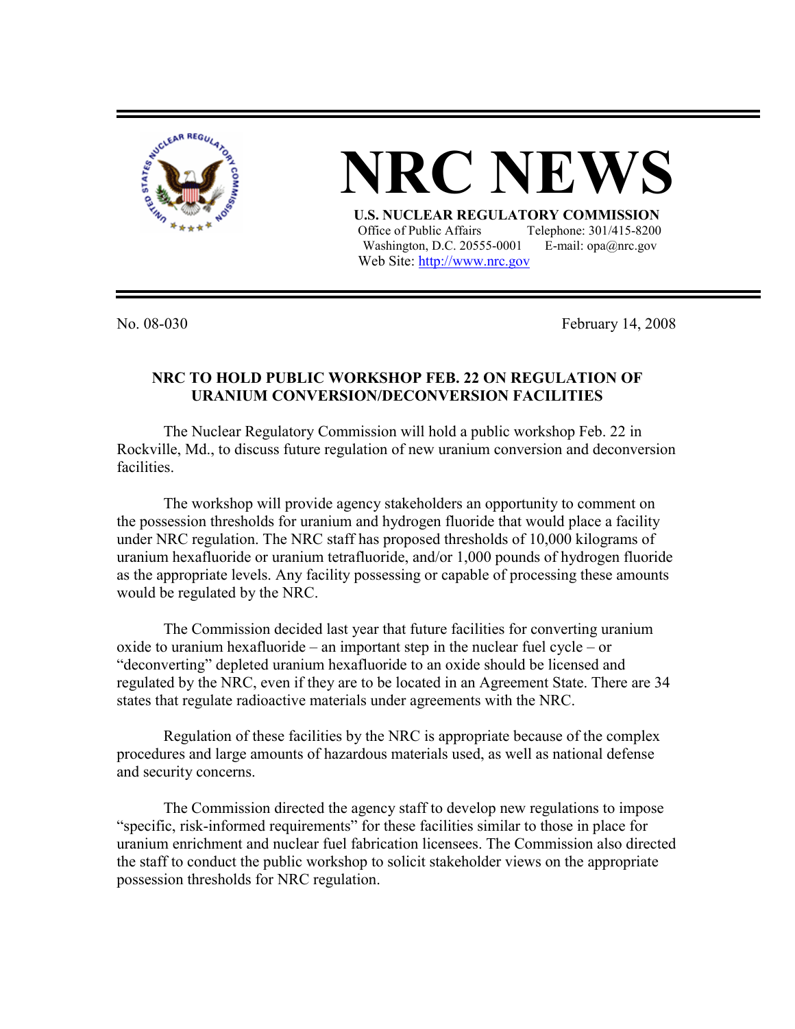# NRC NEWS

**U.S. NUCLEAR REGULATORY COMMISSION**

Office of Public Affairs  Telephone: 301/415-8200
Washington, D.C. 20555-0001  E-mail: opa@nrc.gov
Web Site: http://www.nrc.gov

No. 08-030  February 14, 2008

## NRC TO HOLD PUBLIC WORKSHOP FEB. 22 ON REGULATION OF URANIUM CONVERSION/DECONVERSION FACILITIES

The Nuclear Regulatory Commission will hold a public workshop Feb. 22 in Rockville, Md., to discuss future regulation of new uranium conversion and deconversion facilities.

The workshop will provide agency stakeholders an opportunity to comment on the possession thresholds for uranium and hydrogen fluoride that would place a facility under NRC regulation. The NRC staff has proposed thresholds of 10,000 kilograms of uranium hexafluoride or uranium tetrafluoride, and/or 1,000 pounds of hydrogen fluoride as the appropriate levels. Any facility possessing or capable of processing these amounts would be regulated by the NRC.

The Commission decided last year that future facilities for converting uranium oxide to uranium hexafluoride – an important step in the nuclear fuel cycle – or "deconverting" depleted uranium hexafluoride to an oxide should be licensed and regulated by the NRC, even if they are to be located in an Agreement State. There are 34 states that regulate radioactive materials under agreements with the NRC.

Regulation of these facilities by the NRC is appropriate because of the complex procedures and large amounts of hazardous materials used, as well as national defense and security concerns.

The Commission directed the agency staff to develop new regulations to impose "specific, risk-informed requirements" for these facilities similar to those in place for uranium enrichment and nuclear fuel fabrication licensees. The Commission also directed the staff to conduct the public workshop to solicit stakeholder views on the appropriate possession thresholds for NRC regulation.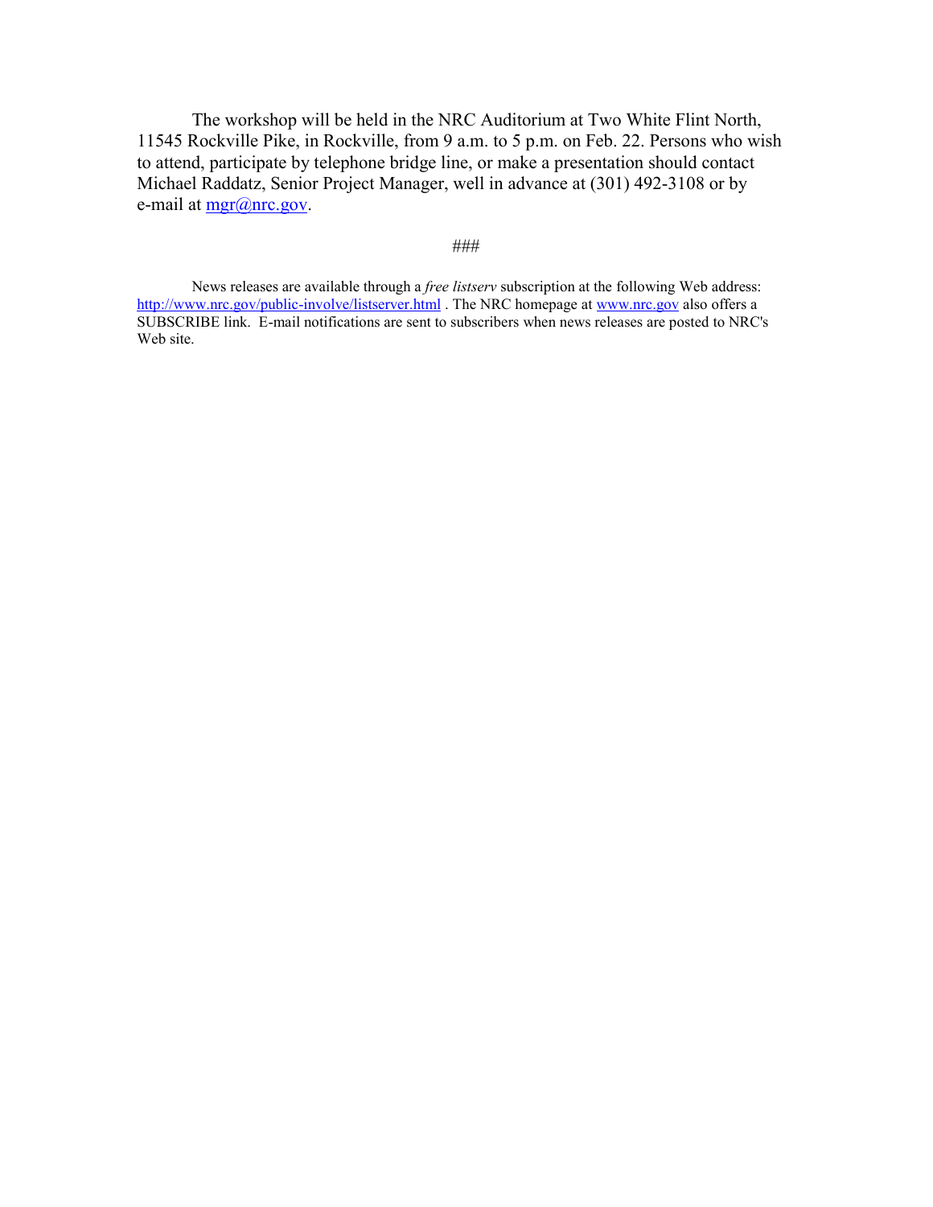The workshop will be held in the NRC Auditorium at Two White Flint North, 11545 Rockville Pike, in Rockville, from 9 a.m. to 5 p.m. on Feb. 22. Persons who wish to attend, participate by telephone bridge line, or make a presentation should contact Michael Raddatz, Senior Project Manager, well in advance at (301) 492-3108 or by e-mail at [mgr@nrc.gov](mailto:mgr@nrc.gov).

###

News releases are available through a *free listserv* subscription at the following Web address: [http://www.nrc.gov/public-involve/listserver.html](http://www.nrc.gov/public-involve/listserver.html) . The NRC homepage at [www.nrc.gov](http://www.nrc.gov) also offers a SUBSCRIBE link. E-mail notifications are sent to subscribers when news releases are posted to NRC's Web site.